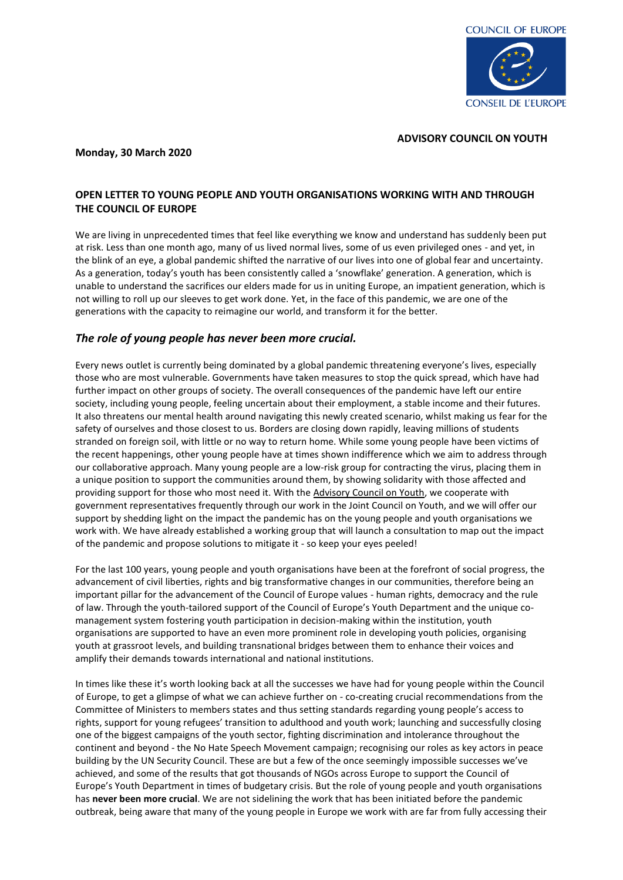COUNCIL OF EUROPE

CONSEIL DE L'EUROPE

**ADVISORY COUNCIL ON YOUTH**

**Monday, 30 March 2020**

**OPEN LETTER TO YOUNG PEOPLE AND YOUTH ORGANISATIONS WORKING WITH AND THROUGH THE COUNCIL OF EUROPE**

We are living in unprecedented times that feel like everything we know and understand has suddenly been put at risk. Less than one month ago, many of us lived normal lives, some of us even privileged ones - and yet, in the blink of an eye, a global pandemic shifted the narrative of our lives into one of global fear and uncertainty. As a generation, today's youth has been consistently called a 'snowflake' generation. A generation, which is unable to understand the sacrifices our elders made for us in uniting Europe, an impatient generation, which is not willing to roll up our sleeves to get work done. Yet, in the face of this pandemic, we are one of the generations with the capacity to reimagine our world, and transform it for the better.

## *The role of young people has never been more crucial.*

Every news outlet is currently being dominated by a global pandemic threatening everyone's lives, especially those who are most vulnerable. Governments have taken measures to stop the quick spread, which have had further impact on other groups of society. The overall consequences of the pandemic have left our entire society, including young people, feeling uncertain about their employment, a stable income and their futures. It also threatens our mental health around navigating this newly created scenario, whilst making us fear for the safety of ourselves and those closest to us. Borders are closing down rapidly, leaving millions of students stranded on foreign soil, with little or no way to return home. While some young people have been victims of the recent happenings, other young people have at times shown indifference which we aim to address through our collaborative approach. Many young people are a low-risk group for contracting the virus, placing them in a unique position to support the communities around them, by showing solidarity with those affected and providing support for those who most need it. With the Advisory Council on Youth, we cooperate with government representatives frequently through our work in the Joint Council on Youth, and we will offer our support by shedding light on the impact the pandemic has on the young people and youth organisations we work with. We have already established a working group that will launch a consultation to map out the impact of the pandemic and propose solutions to mitigate it - so keep your eyes peeled!

For the last 100 years, young people and youth organisations have been at the forefront of social progress, the advancement of civil liberties, rights and big transformative changes in our communities, therefore being an important pillar for the advancement of the Council of Europe values - human rights, democracy and the rule of law. Through the youth-tailored support of the Council of Europe's Youth Department and the unique co-management system fostering youth participation in decision-making within the institution, youth organisations are supported to have an even more prominent role in developing youth policies, organising youth at grassroot levels, and building transnational bridges between them to enhance their voices and amplify their demands towards international and national institutions.

In times like these it's worth looking back at all the successes we have had for young people within the Council of Europe, to get a glimpse of what we can achieve further on - co-creating crucial recommendations from the Committee of Ministers to members states and thus setting standards regarding young people's access to rights, support for young refugees' transition to adulthood and youth work; launching and successfully closing one of the biggest campaigns of the youth sector, fighting discrimination and intolerance throughout the continent and beyond - the No Hate Speech Movement campaign; recognising our roles as key actors in peace building by the UN Security Council. These are but a few of the once seemingly impossible successes we've achieved, and some of the results that got thousands of NGOs across Europe to support the Council of Europe's Youth Department in times of budgetary crisis. But the role of young people and youth organisations has **never been more crucial**. We are not sidelining the work that has been initiated before the pandemic outbreak, being aware that many of the young people in Europe we work with are far from fully accessing their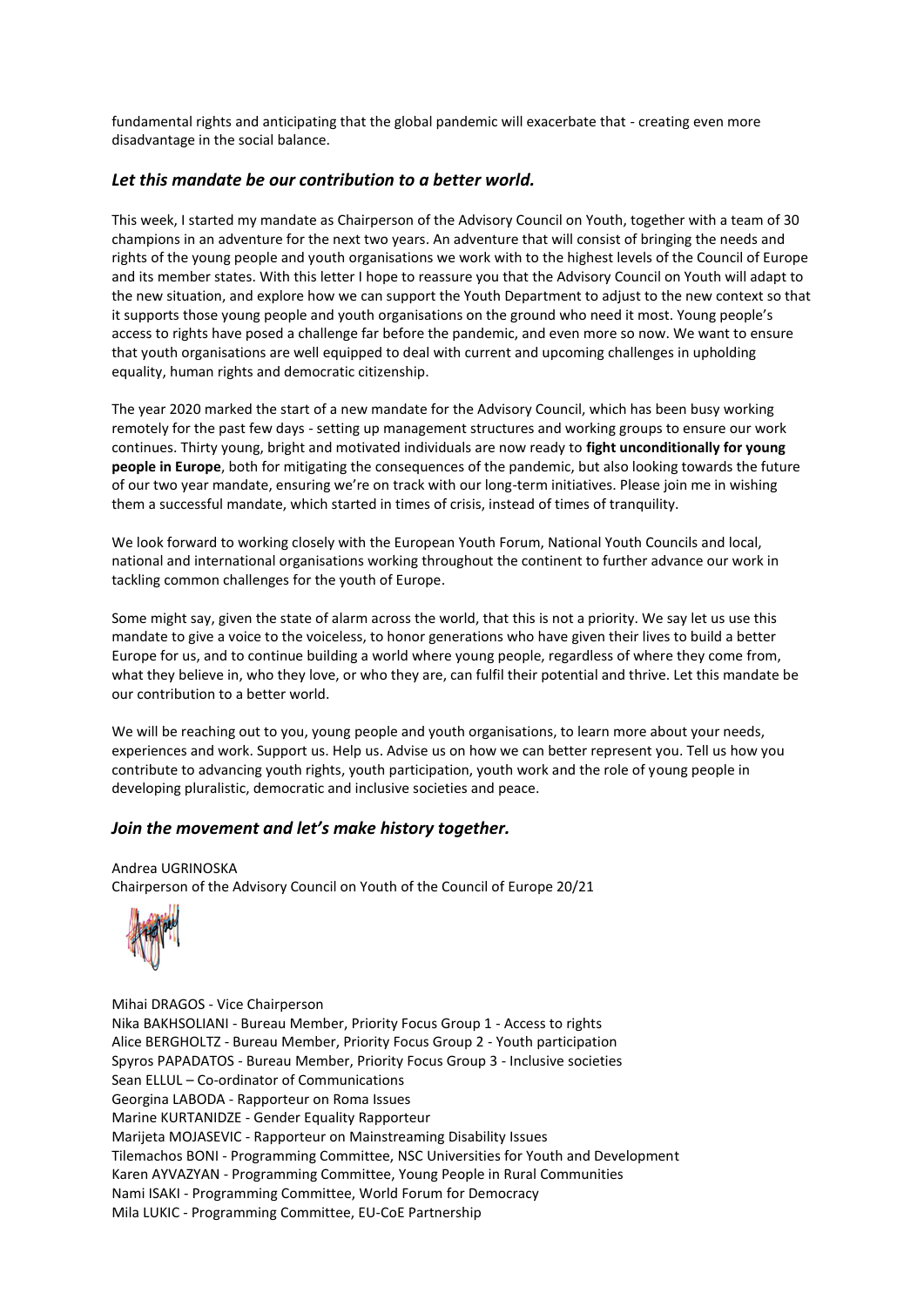fundamental rights and anticipating that the global pandemic will exacerbate that - creating even more disadvantage in the social balance.

### *Let this mandate be our contribution to a better world.*

This week, I started my mandate as Chairperson of the Advisory Council on Youth, together with a team of 30 champions in an adventure for the next two years. An adventure that will consist of bringing the needs and rights of the young people and youth organisations we work with to the highest levels of the Council of Europe and its member states. With this letter I hope to reassure you that the Advisory Council on Youth will adapt to the new situation, and explore how we can support the Youth Department to adjust to the new context so that it supports those young people and youth organisations on the ground who need it most. Young people's access to rights have posed a challenge far before the pandemic, and even more so now. We want to ensure that youth organisations are well equipped to deal with current and upcoming challenges in upholding equality, human rights and democratic citizenship.

The year 2020 marked the start of a new mandate for the Advisory Council, which has been busy working remotely for the past few days - setting up management structures and working groups to ensure our work continues. Thirty young, bright and motivated individuals are now ready to **fight unconditionally for young people in Europe**, both for mitigating the consequences of the pandemic, but also looking towards the future of our two year mandate, ensuring we're on track with our long-term initiatives. Please join me in wishing them a successful mandate, which started in times of crisis, instead of times of tranquility.

We look forward to working closely with the European Youth Forum, National Youth Councils and local, national and international organisations working throughout the continent to further advance our work in tackling common challenges for the youth of Europe.

Some might say, given the state of alarm across the world, that this is not a priority. We say let us use this mandate to give a voice to the voiceless, to honor generations who have given their lives to build a better Europe for us, and to continue building a world where young people, regardless of where they come from, what they believe in, who they love, or who they are, can fulfil their potential and thrive. Let this mandate be our contribution to a better world.

We will be reaching out to you, young people and youth organisations, to learn more about your needs, experiences and work. Support us. Help us. Advise us on how we can better represent you. Tell us how you contribute to advancing youth rights, youth participation, youth work and the role of young people in developing pluralistic, democratic and inclusive societies and peace.

### *Join the movement and let's make history together.*

Andrea UGRINOSKA
Chairperson of the Advisory Council on Youth of the Council of Europe 20/21

Mihai DRAGOS - Vice Chairperson
Nika BAKHSOLIANI - Bureau Member, Priority Focus Group 1 - Access to rights
Alice BERGHOLTZ - Bureau Member, Priority Focus Group 2 - Youth participation
Spyros PAPADATOS - Bureau Member, Priority Focus Group 3 - Inclusive societies
Sean ELLUL – Co-ordinator of Communications
Georgina LABODA - Rapporteur on Roma Issues
Marine KURTANIDZE - Gender Equality Rapporteur
Marijeta MOJASEVIC - Rapporteur on Mainstreaming Disability Issues
Tilemachos BONI - Programming Committee, NSC Universities for Youth and Development
Karen AYVAZYAN - Programming Committee, Young People in Rural Communities
Nami ISAKI - Programming Committee, World Forum for Democracy
Mila LUKIC - Programming Committee, EU-CoE Partnership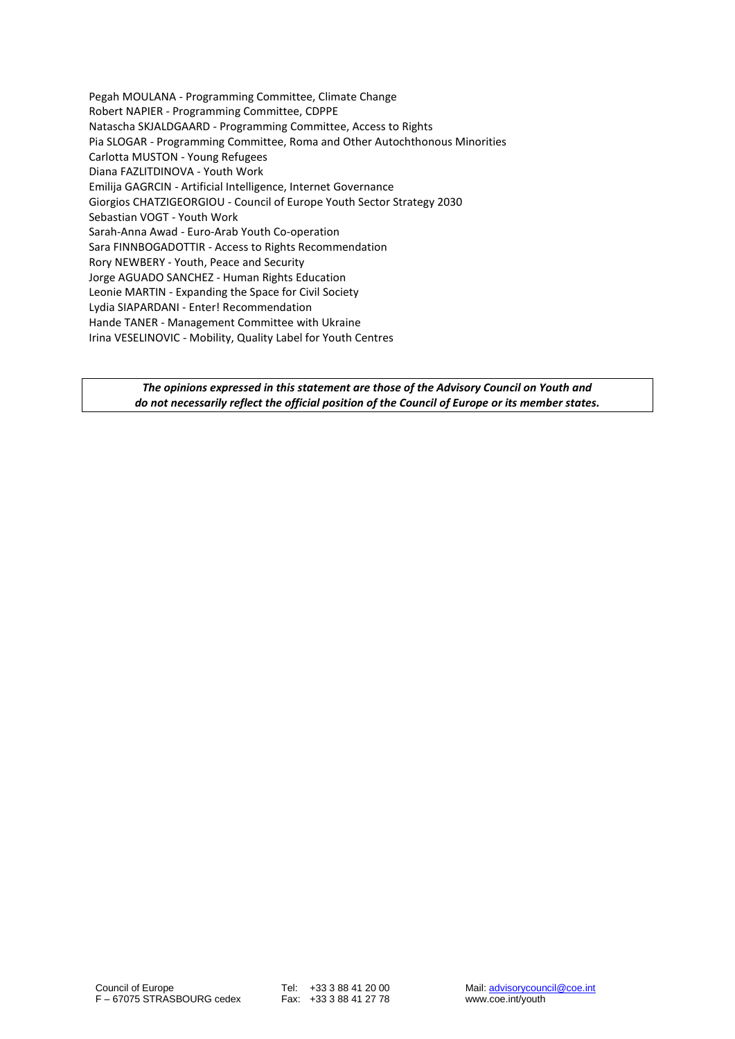Pegah MOULANA - Programming Committee, Climate Change
Robert NAPIER - Programming Committee, CDPPE
Natascha SKJALDGAARD - Programming Committee, Access to Rights
Pia SLOGAR - Programming Committee, Roma and Other Autochthonous Minorities
Carlotta MUSTON - Young Refugees
Diana FAZLITDINOVA - Youth Work
Emilija GAGRCIN - Artificial Intelligence, Internet Governance
Giorgios CHATZIGEORGIOU - Council of Europe Youth Sector Strategy 2030
Sebastian VOGT - Youth Work
Sarah-Anna Awad - Euro-Arab Youth Co-operation
Sara FINNBOGADOTTIR - Access to Rights Recommendation
Rory NEWBERY - Youth, Peace and Security
Jorge AGUADO SANCHEZ - Human Rights Education
Leonie MARTIN - Expanding the Space for Civil Society
Lydia SIAPARDANI - Enter! Recommendation
Hande TANER - Management Committee with Ukraine
Irina VESELINOVIC - Mobility, Quality Label for Youth Centres

***The opinions expressed in this statement are those of the Advisory Council on Youth and do not necessarily reflect the official position of the Council of Europe or its member states.***

Council of Europe
F – 67075 STRASBOURG cedex

Tel: +33 3 88 41 20 00
Fax: +33 3 88 41 27 78

Mail: advisorycouncil@coe.int
www.coe.int/youth